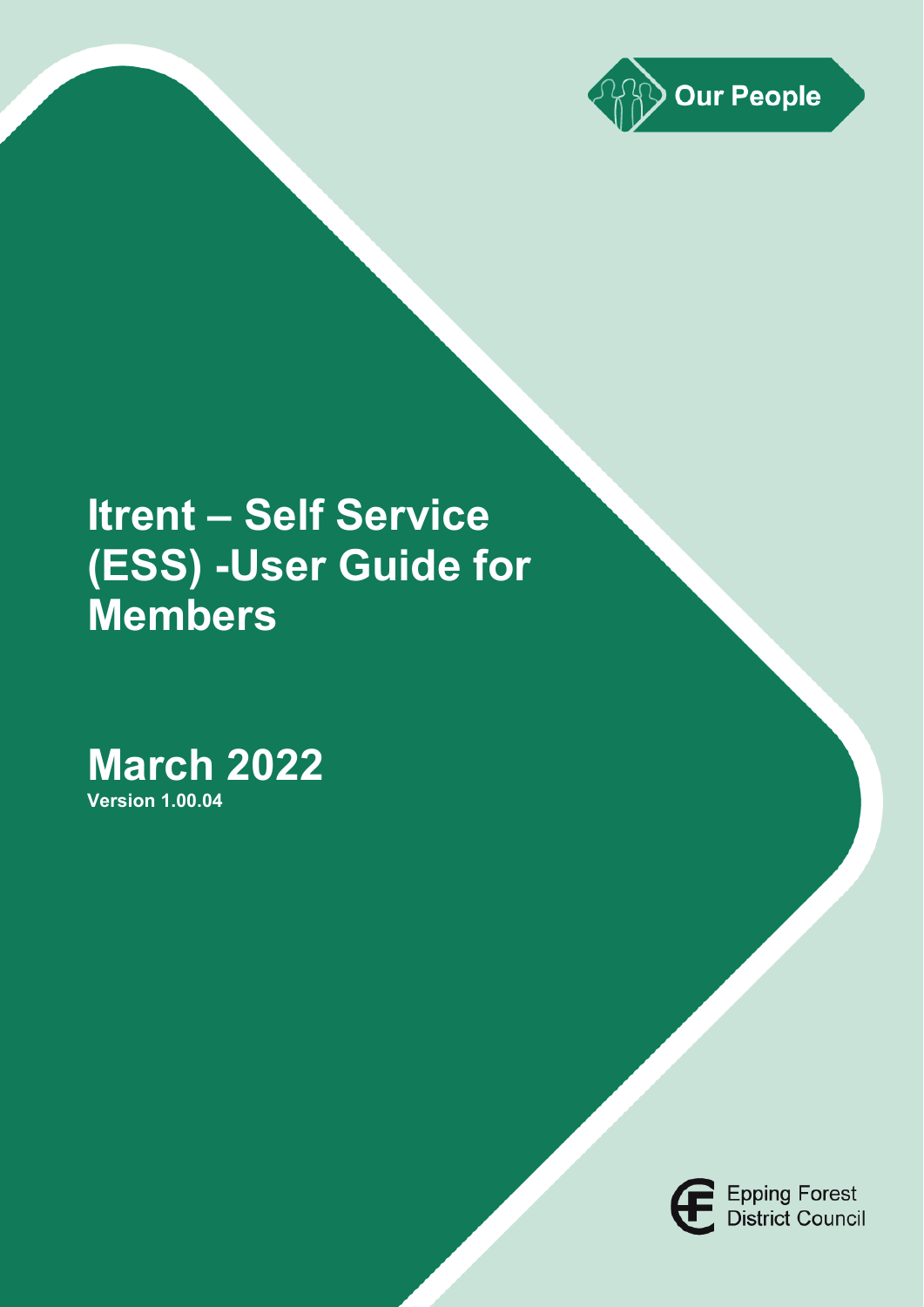Our People

# Itrent – Self Service (ESS) -User Guide for Members

## March 2022

**Version 1.00.04**

Epping Forest District Council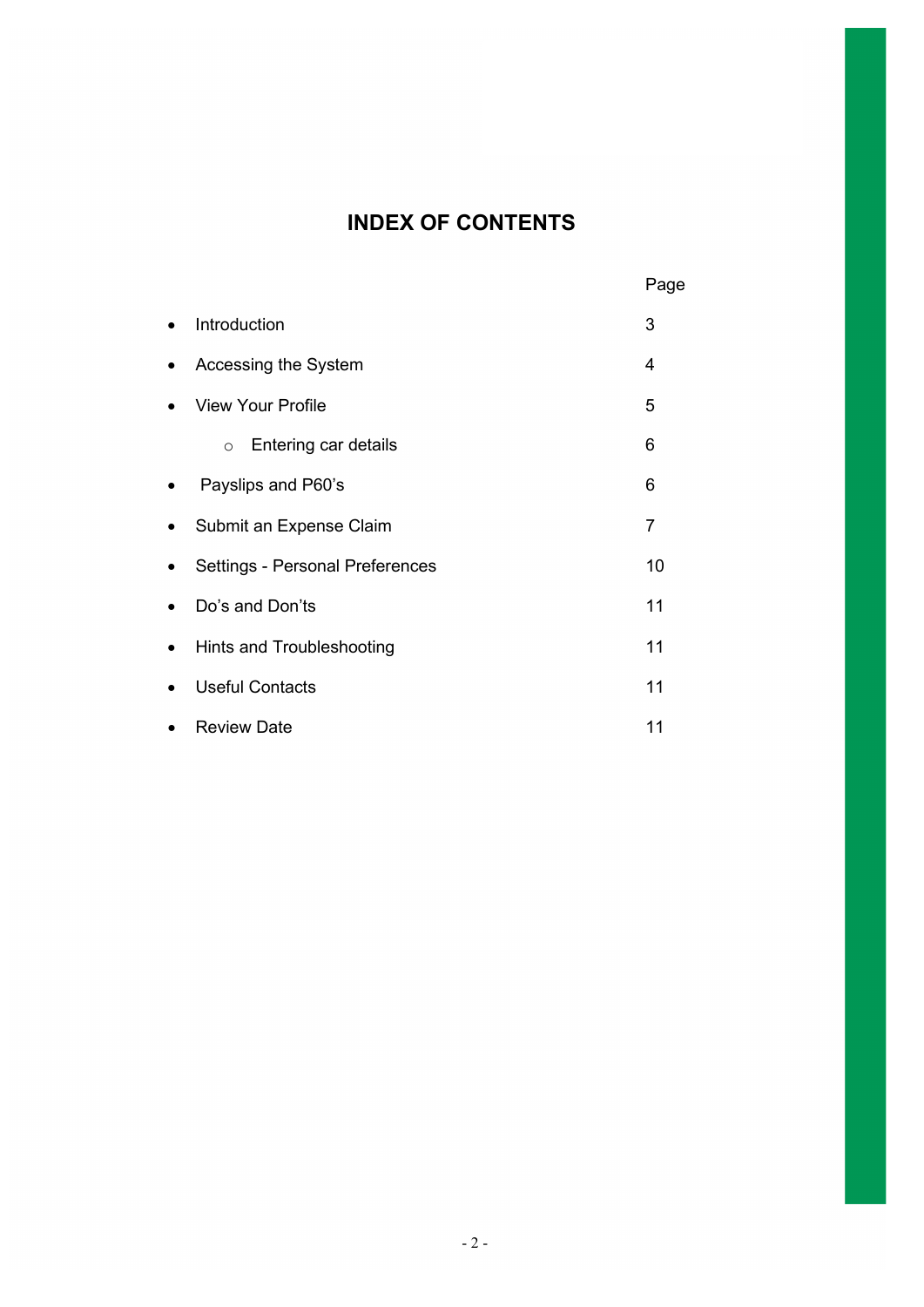# INDEX OF CONTENTS

| | Page |
|---|---|
| • Introduction | 3 |
| • Accessing the System | 4 |
| • View Your Profile | 5 |
| ○ Entering car details | 6 |
| • Payslips and P60's | 6 |
| • Submit an Expense Claim | 7 |
| • Settings - Personal Preferences | 10 |
| • Do's and Don'ts | 11 |
| • Hints and Troubleshooting | 11 |
| • Useful Contacts | 11 |
| • Review Date | 11 |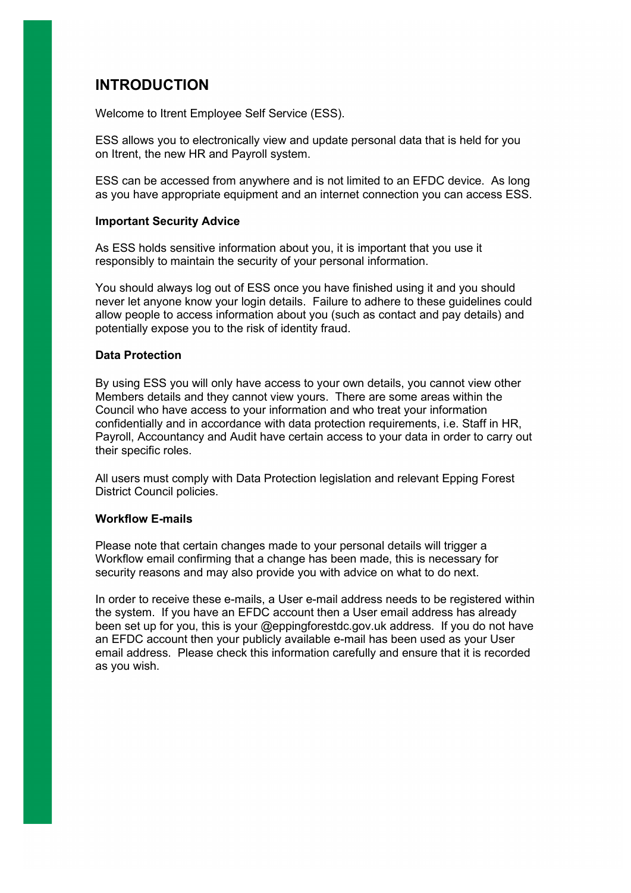# INTRODUCTION

Welcome to Itrent Employee Self Service (ESS).

ESS allows you to electronically view and update personal data that is held for you on Itrent, the new HR and Payroll system.

ESS can be accessed from anywhere and is not limited to an EFDC device. As long as you have appropriate equipment and an internet connection you can access ESS.

### Important Security Advice

As ESS holds sensitive information about you, it is important that you use it responsibly to maintain the security of your personal information.

You should always log out of ESS once you have finished using it and you should never let anyone know your login details. Failure to adhere to these guidelines could allow people to access information about you (such as contact and pay details) and potentially expose you to the risk of identity fraud.

### Data Protection

By using ESS you will only have access to your own details, you cannot view other Members details and they cannot view yours. There are some areas within the Council who have access to your information and who treat your information confidentially and in accordance with data protection requirements, i.e. Staff in HR, Payroll, Accountancy and Audit have certain access to your data in order to carry out their specific roles.

All users must comply with Data Protection legislation and relevant Epping Forest District Council policies.

### Workflow E-mails

Please note that certain changes made to your personal details will trigger a Workflow email confirming that a change has been made, this is necessary for security reasons and may also provide you with advice on what to do next.

In order to receive these e-mails, a User e-mail address needs to be registered within the system. If you have an EFDC account then a User email address has already been set up for you, this is your @eppingforestdc.gov.uk address. If you do not have an EFDC account then your publicly available e-mail has been used as your User email address. Please check this information carefully and ensure that it is recorded as you wish.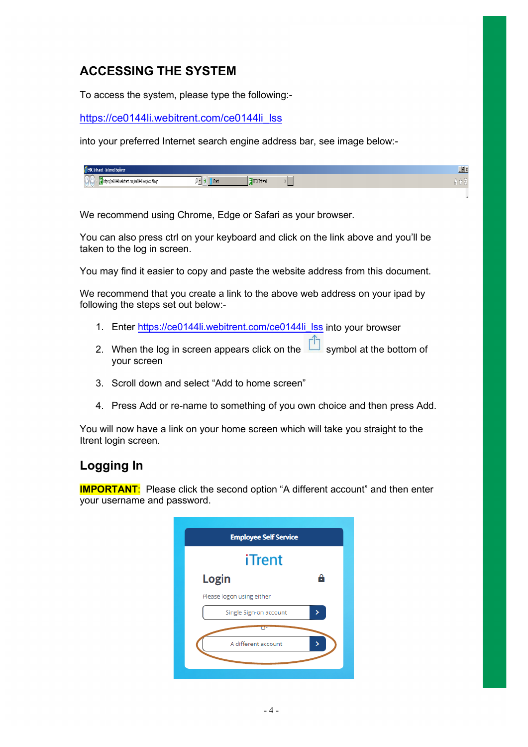## ACCESSING THE SYSTEM

To access the system, please type the following:-

[https://ce0144li.webitrent.com/ce0144li_lss](https://ce0144li.webitrent.com/ce0144li_lss)

into your preferred Internet search engine address bar, see image below:-

We recommend using Chrome, Edge or Safari as your browser.

You can also press ctrl on your keyboard and click on the link above and you'll be taken to the log in screen.

You may find it easier to copy and paste the website address from this document.

We recommend that you create a link to the above web address on your ipad by following the steps set out below:-

1. Enter [https://ce0144li.webitrent.com/ce0144li_lss](https://ce0144li.webitrent.com/ce0144li_lss) into your browser
2. When the log in screen appears click on the symbol at the bottom of your screen
3. Scroll down and select "Add to home screen"
4. Press Add or re-name to something of you own choice and then press Add.

You will now have a link on your home screen which will take you straight to the Itrent login screen.

## Logging In

**IMPORTANT**: Please click the second option "A different account" and then enter your username and password.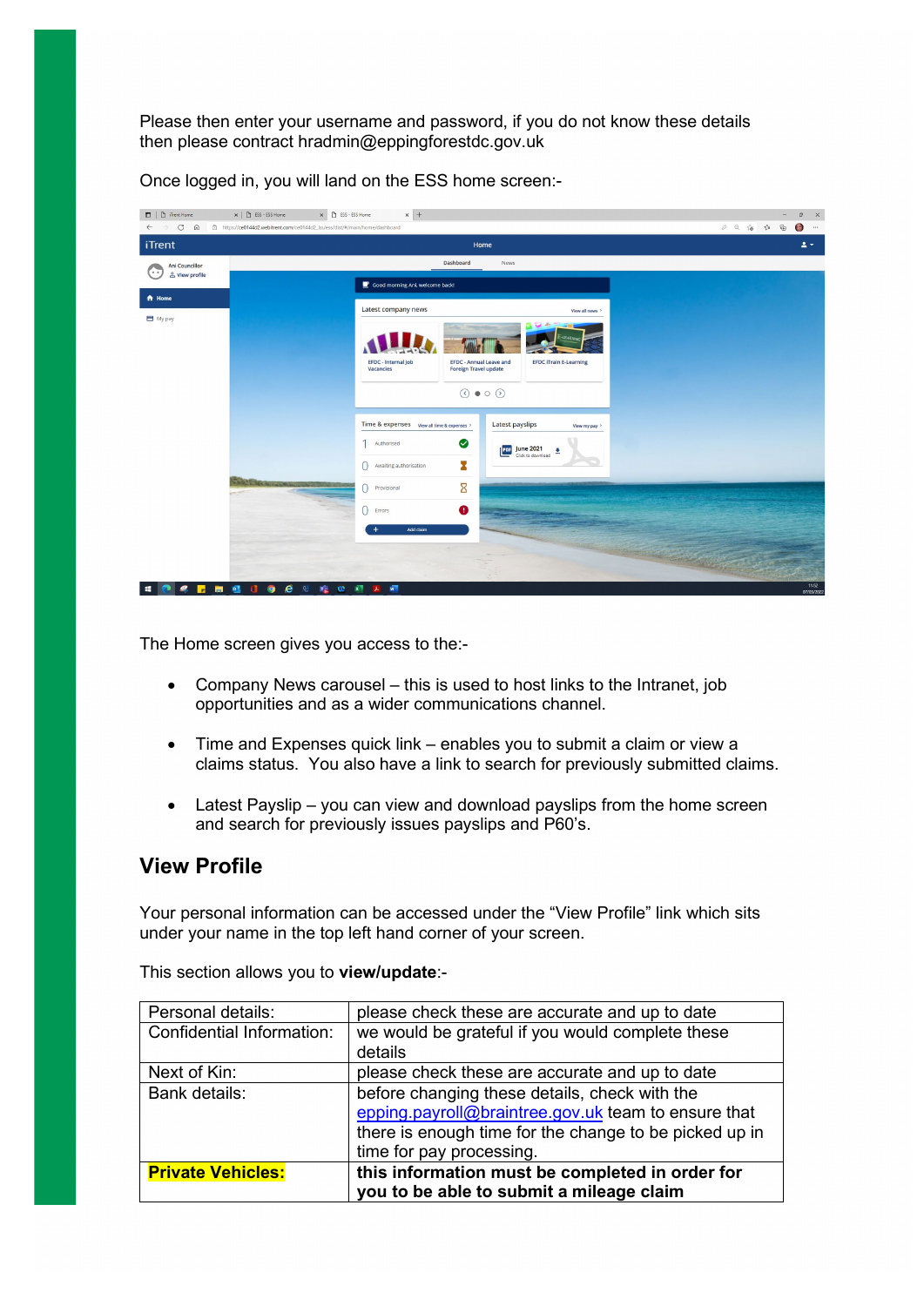Please then enter your username and password, if you do not know these details then please contract hradmin@eppingforestdc.gov.uk

Once logged in, you will land on the ESS home screen:-

The Home screen gives you access to the:-

- Company News carousel – this is used to host links to the Intranet, job opportunities and as a wider communications channel.
- Time and Expenses quick link – enables you to submit a claim or view a claims status. You also have a link to search for previously submitted claims.
- Latest Payslip – you can view and download payslips from the home screen and search for previously issues payslips and P60's.

## View Profile

Your personal information can be accessed under the "View Profile" link which sits under your name in the top left hand corner of your screen.

This section allows you to **view/update**:-

| | |
|---|---|
| Personal details: | please check these are accurate and up to date |
| Confidential Information: | we would be grateful if you would complete these details |
| Next of Kin: | please check these are accurate and up to date |
| Bank details: | before changing these details, check with the epping.payroll@braintree.gov.uk team to ensure that there is enough time for the change to be picked up in time for pay processing. |
| **Private Vehicles:** | **this information must be completed in order for you to be able to submit a mileage claim** |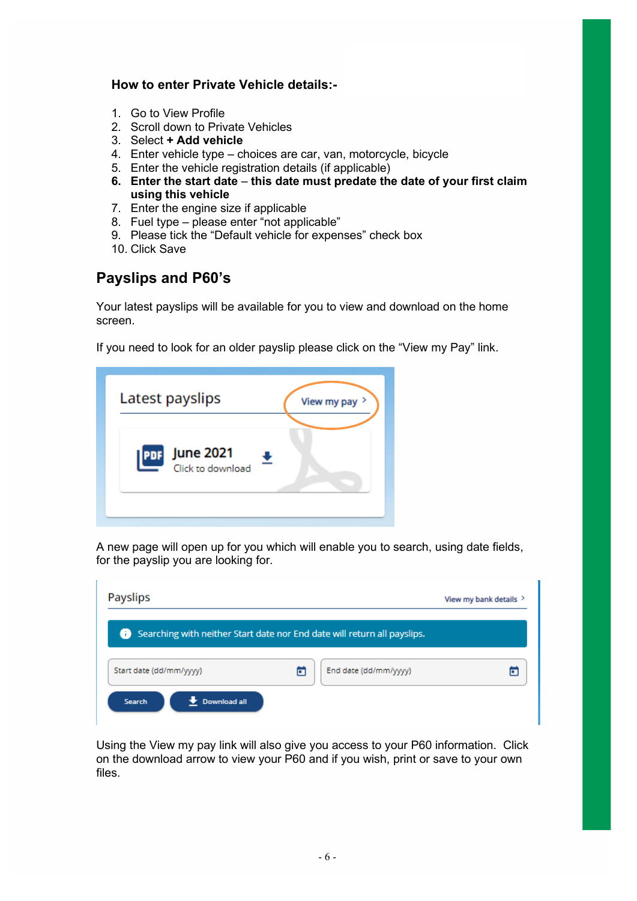**How to enter Private Vehicle details:-**

1. Go to View Profile
2. Scroll down to Private Vehicles
3. Select **+ Add vehicle**
4. Enter vehicle type – choices are car, van, motorcycle, bicycle
5. Enter the vehicle registration details (if applicable)
6. **Enter the start date** – **this date must predate the date of your first claim using this vehicle**
7. Enter the engine size if applicable
8. Fuel type – please enter "not applicable"
9. Please tick the "Default vehicle for expenses" check box
10. Click Save

## Payslips and P60's

Your latest payslips will be available for you to view and download on the home screen.

If you need to look for an older payslip please click on the "View my Pay" link.

A new page will open up for you which will enable you to search, using date fields, for the payslip you are looking for.

Using the View my pay link will also give you access to your P60 information. Click on the download arrow to view your P60 and if you wish, print or save to your own files.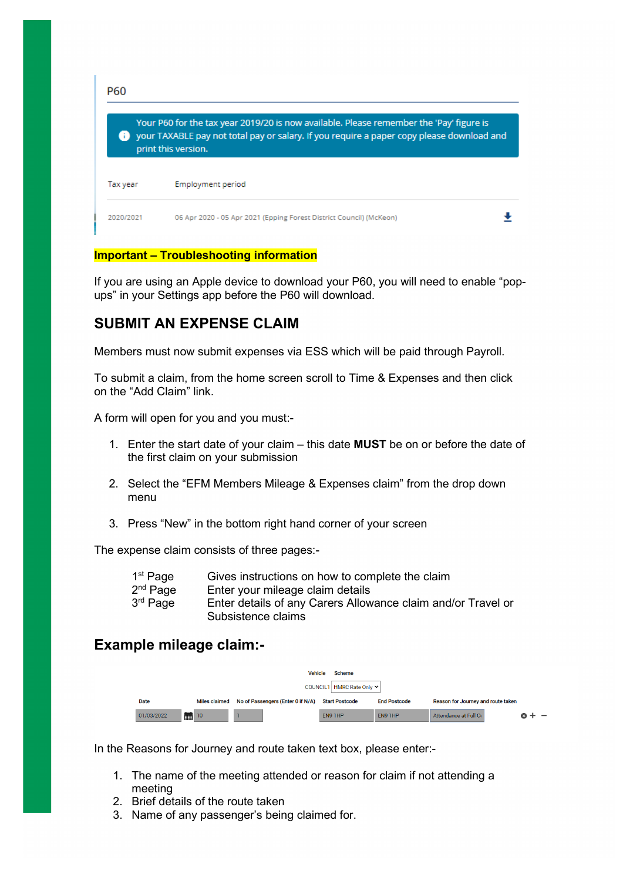P60

Your P60 for the tax year 2019/20 is now available. Please remember the 'Pay' figure is your TAXABLE pay not total pay or salary. If you require a paper copy please download and print this version.

| Tax year | Employment period |
|---|---|
| 2020/2021 | 06 Apr 2020 - 05 Apr 2021 (Epping Forest District Council) (McKeon) |

**Important – Troubleshooting information**

If you are using an Apple device to download your P60, you will need to enable "pop-ups" in your Settings app before the P60 will download.

## SUBMIT AN EXPENSE CLAIM

Members must now submit expenses via ESS which will be paid through Payroll.

To submit a claim, from the home screen scroll to Time & Expenses and then click on the "Add Claim" link.

A form will open for you and you must:-

1. Enter the start date of your claim – this date **MUST** be on or before the date of the first claim on your submission
2. Select the "EFM Members Mileage & Expenses claim" from the drop down menu
3. Press "New" in the bottom right hand corner of your screen

The expense claim consists of three pages:-

| | |
|---|---|
| 1st Page | Gives instructions on how to complete the claim |
| 2nd Page | Enter your mileage claim details |
| 3rd Page | Enter details of any Carers Allowance claim and/or Travel or Subsistence claims |

## Example mileage claim:-

Vehicle: COUNCIL1 | Scheme: HMRC Rate Only

| Date | Miles claimed | No of Passengers (Enter 0 if N/A) | Start Postcode | End Postcode | Reason for Journey and route taken |
|---|---|---|---|---|---|
| 01/03/2022 | 10 | 1 | EN9 1HP | EN9 1HP | Attendance at Full Co |

In the Reasons for Journey and route taken text box, please enter:-

1. The name of the meeting attended or reason for claim if not attending a meeting
2. Brief details of the route taken
3. Name of any passenger's being claimed for.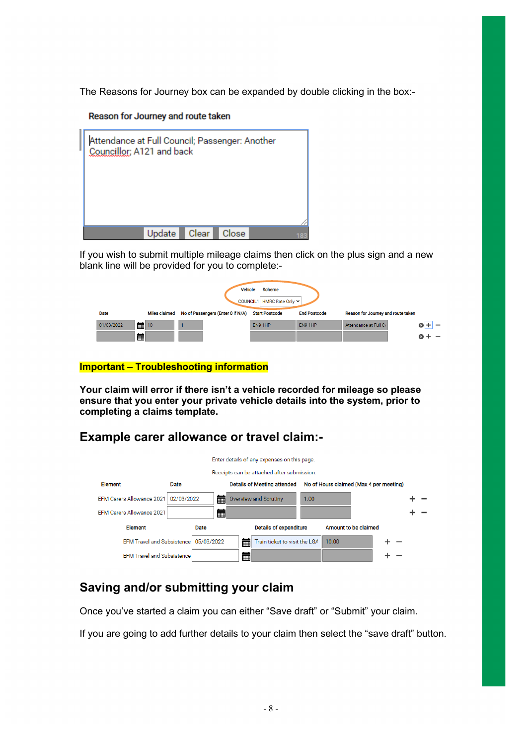The Reasons for Journey box can be expanded by double clicking in the box:-

**Reason for Journey and route taken**

Attendance at Full Council; Passenger: Another Councillor; A121 and back

Update Clear Close 183

If you wish to submit multiple mileage claims then click on the plus sign and a new blank line will be provided for you to complete:-

| Vehicle | Scheme |
|---|---|
| COUNCIL1 | HMRC Rate Only |

| Date | Miles claimed | No of Passengers (Enter 0 if N/A) | Start Postcode | End Postcode | Reason for Journey and route taken |
|---|---|---|---|---|---|
| 01/03/2022 | 10 | 1 | EN9 1HP | EN9 1HP | Attendance at Full C |
| | | | | | |

**Important – Troubleshooting information**

**Your claim will error if there isn't a vehicle recorded for mileage so please ensure that you enter your private vehicle details into the system, prior to completing a claims template.**

## Example carer allowance or travel claim:-

Enter details of any expenses on this page.

Receipts can be attached after submission.

| Element | Date | Details of Meeting attended | No of Hours claimed (Max 4 per meeting) |
|---|---|---|---|
| EFM Carers Allowance 2021 | 02/03/2022 | Overview and Scrutiny | 1.00 |
| EFM Carers Allowance 2021 | | | |

| Element | Date | Details of expenditure | Amount to be claimed |
|---|---|---|---|
| EFM Travel and Subsistence | 05/03/2022 | Train ticket to visit the LGA | 10.00 |
| EFM Travel and Subsistence | | | |

## Saving and/or submitting your claim

Once you've started a claim you can either "Save draft" or "Submit" your claim.

If you are going to add further details to your claim then select the "save draft" button.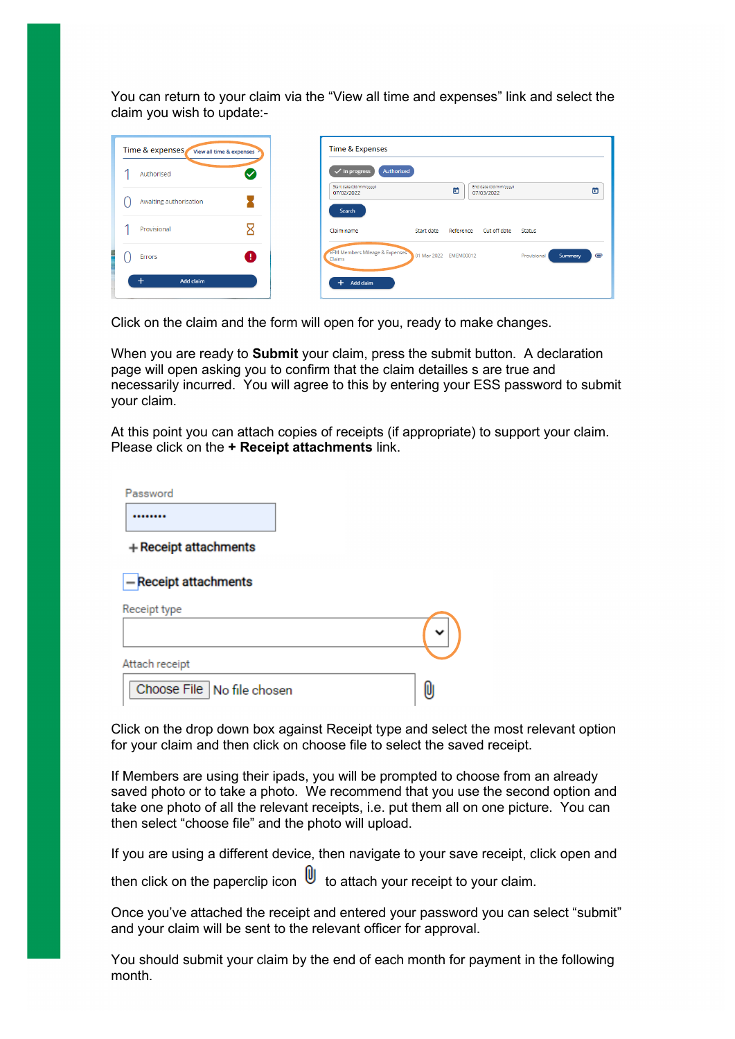You can return to your claim via the "View all time and expenses" link and select the claim you wish to update:-

Click on the claim and the form will open for you, ready to make changes.

When you are ready to **Submit** your claim, press the submit button. A declaration page will open asking you to confirm that the claim detailles s are true and necessarily incurred. You will agree to this by entering your ESS password to submit your claim.

At this point you can attach copies of receipts (if appropriate) to support your claim. Please click on the **+ Receipt attachments** link.

Click on the drop down box against Receipt type and select the most relevant option for your claim and then click on choose file to select the saved receipt.

If Members are using their ipads, you will be prompted to choose from an already saved photo or to take a photo. We recommend that you use the second option and take one photo of all the relevant receipts, i.e. put them all on one picture. You can then select "choose file" and the photo will upload.

If you are using a different device, then navigate to your save receipt, click open and then click on the paperclip icon to attach your receipt to your claim.

Once you've attached the receipt and entered your password you can select "submit" and your claim will be sent to the relevant officer for approval.

You should submit your claim by the end of each month for payment in the following month.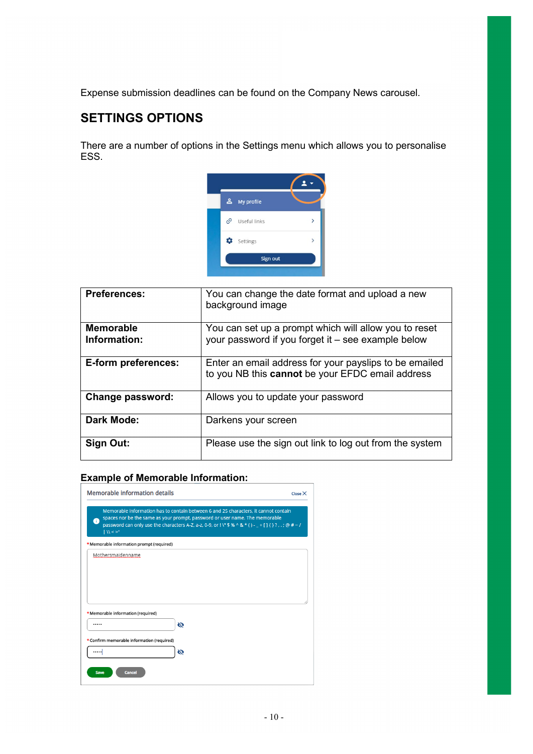Expense submission deadlines can be found on the Company News carousel.

## SETTINGS OPTIONS

There are a number of options in the Settings menu which allows you to personalise ESS.

| | |
|---|---|
| **Preferences:** | You can change the date format and upload a new background image |
| **Memorable Information:** | You can set up a prompt which will allow you to reset your password if you forget it – see example below |
| **E-form preferences:** | Enter an email address for your payslips to be emailed to you NB this **cannot** be your EFDC email address |
| **Change password:** | Allows you to update your password |
| **Dark Mode:** | Darkens your screen |
| **Sign Out:** | Please use the sign out link to log out from the system |

**Example of Memorable Information:**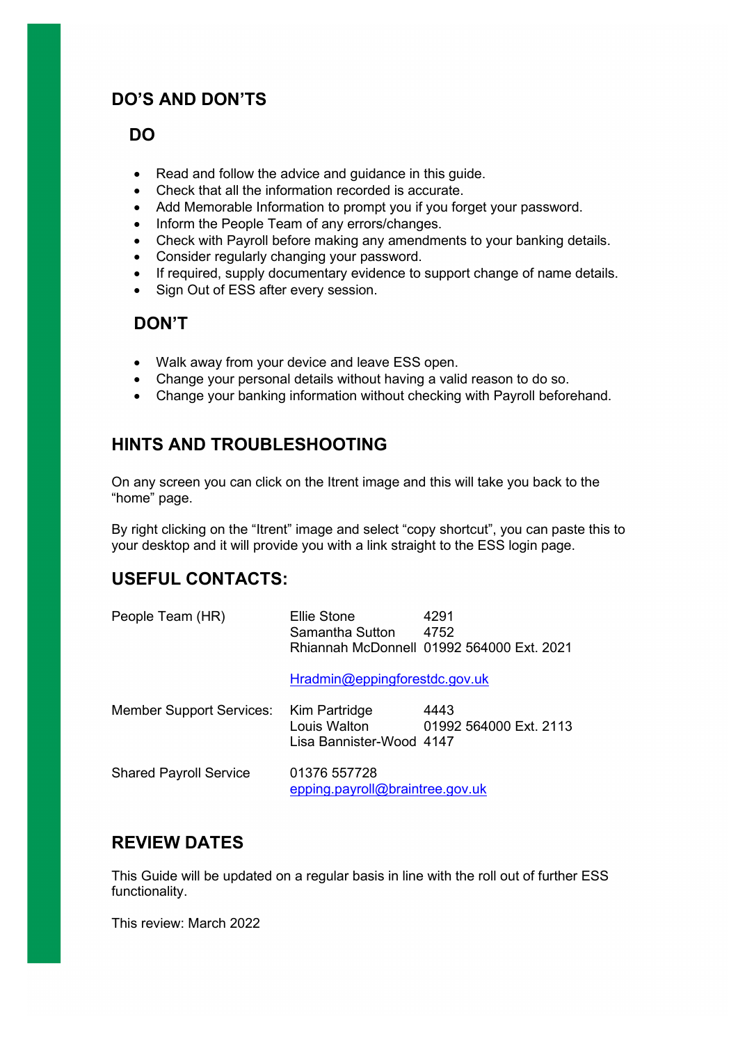## DO'S AND DON'TS

### DO

- Read and follow the advice and guidance in this guide.
- Check that all the information recorded is accurate.
- Add Memorable Information to prompt you if you forget your password.
- Inform the People Team of any errors/changes.
- Check with Payroll before making any amendments to your banking details.
- Consider regularly changing your password.
- If required, supply documentary evidence to support change of name details.
- Sign Out of ESS after every session.

### DON'T

- Walk away from your device and leave ESS open.
- Change your personal details without having a valid reason to do so.
- Change your banking information without checking with Payroll beforehand.

## HINTS AND TROUBLESHOOTING

On any screen you can click on the Itrent image and this will take you back to the "home" page.

By right clicking on the "Itrent" image and select "copy shortcut", you can paste this to your desktop and it will provide you with a link straight to the ESS login page.

## USEFUL CONTACTS:

| | | |
|---|---|---|
| People Team (HR) | Ellie Stone | 4291 |
| | Samantha Sutton | 4752 |
| | Rhiannah McDonnell | 01992 564000 Ext. 2021 |
| | Hradmin@eppingforestdc.gov.uk | |
| Member Support Services: | Kim Partridge | 4443 |
| | Louis Walton | 01992 564000 Ext. 2113 |
| | Lisa Bannister-Wood | 4147 |
| Shared Payroll Service | 01376 557728 | |
| | epping.payroll@braintree.gov.uk | |

## REVIEW DATES

This Guide will be updated on a regular basis in line with the roll out of further ESS functionality.

This review: March 2022